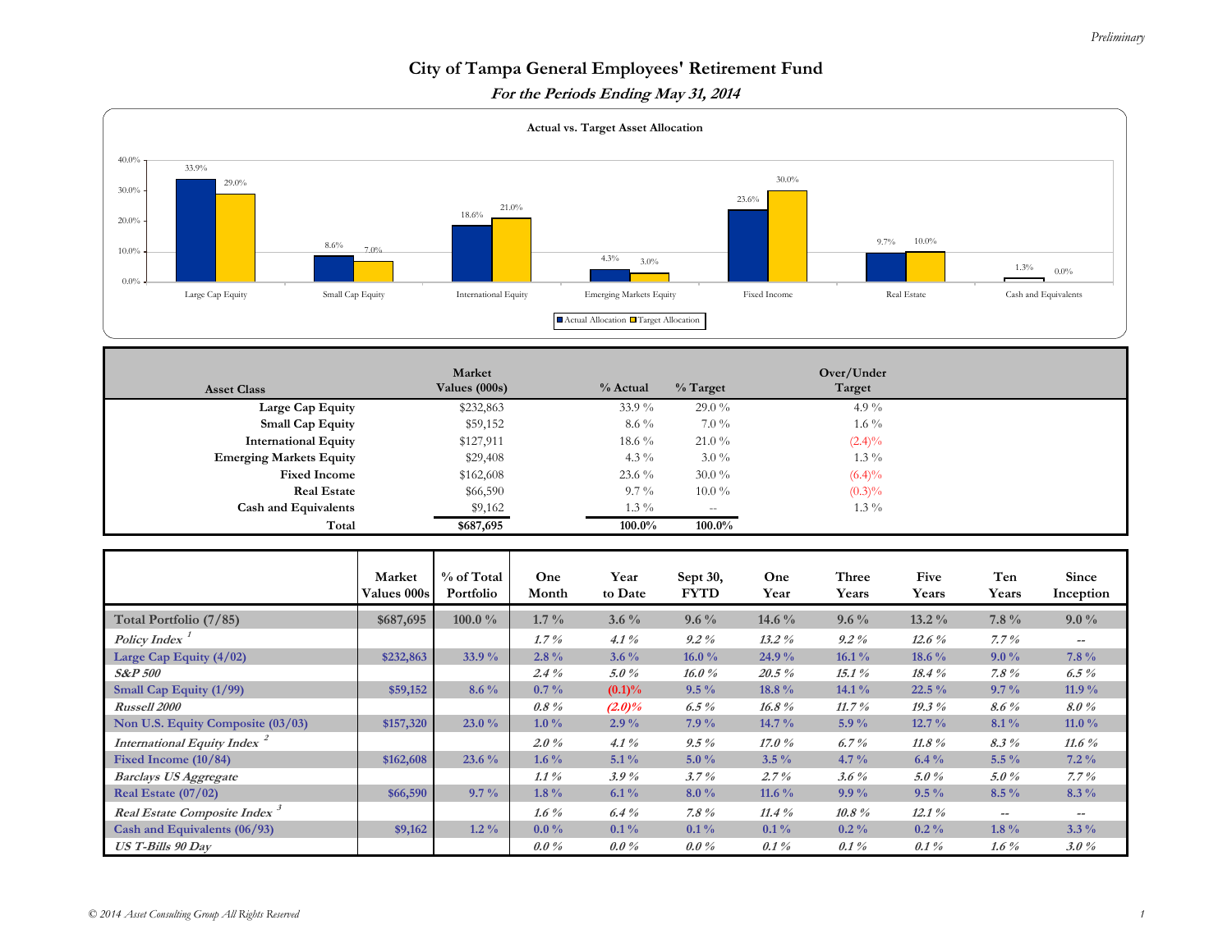*Preliminary*

# City of Tampa General Employees' Retirement Fund

## *For the Periods Ending May 31, 2014*

**Actual vs. Target Asset Allocation**

| Asset Class | Actual Allocation | Target Allocation |
|---|---|---|
| Large Cap Equity | 33.9% | 29.0% |
| Small Cap Equity | 8.6% | 7.0% |
| International Equity | 18.6% | 21.0% |
| Emerging Markets Equity | 4.3% | 3.0% |
| Fixed Income | 23.6% | 30.0% |
| Real Estate | 9.7% | 10.0% |
| Cash and Equivalents | 1.3% | 0.0% |

| Asset Class | Market Values (000s) | % Actual | % Target | Over/Under Target |
|---|---|---|---|---|
| Large Cap Equity | $232,863 | 33.9 % | 29.0 % | 4.9 % |
| Small Cap Equity | $59,152 | 8.6 % | 7.0 % | 1.6 % |
| International Equity | $127,911 | 18.6 % | 21.0 % | (2.4)% |
| Emerging Markets Equity | $29,408 | 4.3 % | 3.0 % | 1.3 % |
| Fixed Income | $162,608 | 23.6 % | 30.0 % | (6.4)% |
| Real Estate | $66,590 | 9.7 % | 10.0 % | (0.3)% |
| Cash and Equivalents | $9,162 | 1.3 % | -- | 1.3 % |
| **Total** | **$687,695** | **100.0%** | **100.0%** | |

| | Market Values 000s | % of Total Portfolio | One Month | Year to Date | Sept 30, FYTD | One Year | Three Years | Five Years | Ten Years | Since Inception |
|---|---|---|---|---|---|---|---|---|---|---|
| **Total Portfolio (7/85)** | **$687,695** | **100.0 %** | **1.7 %** | **3.6 %** | **9.6 %** | **14.6 %** | **9.6 %** | **13.2 %** | **7.8 %** | **9.0 %** |
| *Policy Index* [1] | | | *1.7 %* | *4.1 %* | *9.2 %* | *13.2 %* | *9.2 %* | *12.6 %* | *7.7 %* | *--* |
| **Large Cap Equity (4/02)** | **$232,863** | **33.9 %** | **2.8 %** | **3.6 %** | **16.0 %** | **24.9 %** | **16.1 %** | **18.6 %** | **9.0 %** | **7.8 %** |
| ***S&P 500*** | | | *2.4 %* | *5.0 %* | *16.0 %* | *20.5 %* | *15.1 %* | *18.4 %* | *7.8 %* | *6.5 %* |
| **Small Cap Equity (1/99)** | **$59,152** | **8.6 %** | **0.7 %** | **(0.1)%** | **9.5 %** | **18.8 %** | **14.1 %** | **22.5 %** | **9.7 %** | **11.9 %** |
| ***Russell 2000*** | | | *0.8 %* | *(2.0)%* | *6.5 %* | *16.8 %* | *11.7 %* | *19.3 %* | *8.6 %* | *8.0 %* |
| **Non U.S. Equity Composite (03/03)** | **$157,320** | **23.0 %** | **1.0 %** | **2.9 %** | **7.9 %** | **14.7 %** | **5.9 %** | **12.7 %** | **8.1 %** | **11.0 %** |
| ***International Equity Index*** [2] | | | *2.0 %* | *4.1 %* | *9.5 %* | *17.0 %* | *6.7 %* | *11.8 %* | *8.3 %* | *11.6 %* |
| **Fixed Income (10/84)** | **$162,608** | **23.6 %** | **1.6 %** | **5.1 %** | **5.0 %** | **3.5 %** | **4.7 %** | **6.4 %** | **5.5 %** | **7.2 %** |
| ***Barclays US Aggregate*** | | | *1.1 %* | *3.9 %* | *3.7 %* | *2.7 %* | *3.6 %* | *5.0 %* | *5.0 %* | *7.7 %* |
| **Real Estate (07/02)** | **$66,590** | **9.7 %** | **1.8 %** | **6.1 %** | **8.0 %** | **11.6 %** | **9.9 %** | **9.5 %** | **8.5 %** | **8.3 %** |
| ***Real Estate Composite Index*** [3] | | | *1.6 %* | *6.4 %* | *7.8 %* | *11.4 %* | *10.8 %* | *12.1 %* | *--* | *--* |
| **Cash and Equivalents (06/93)** | **$9,162** | **1.2 %** | **0.0 %** | **0.1 %** | **0.1 %** | **0.1 %** | **0.2 %** | **0.2 %** | **1.8 %** | **3.3 %** |
| ***US T-Bills 90 Day*** | | | *0.0 %* | *0.0 %* | *0.0 %* | *0.1 %* | *0.1 %* | *0.1 %* | *1.6 %* | *3.0 %* |

*© 2014 Asset Consulting Group All Rights Reserved*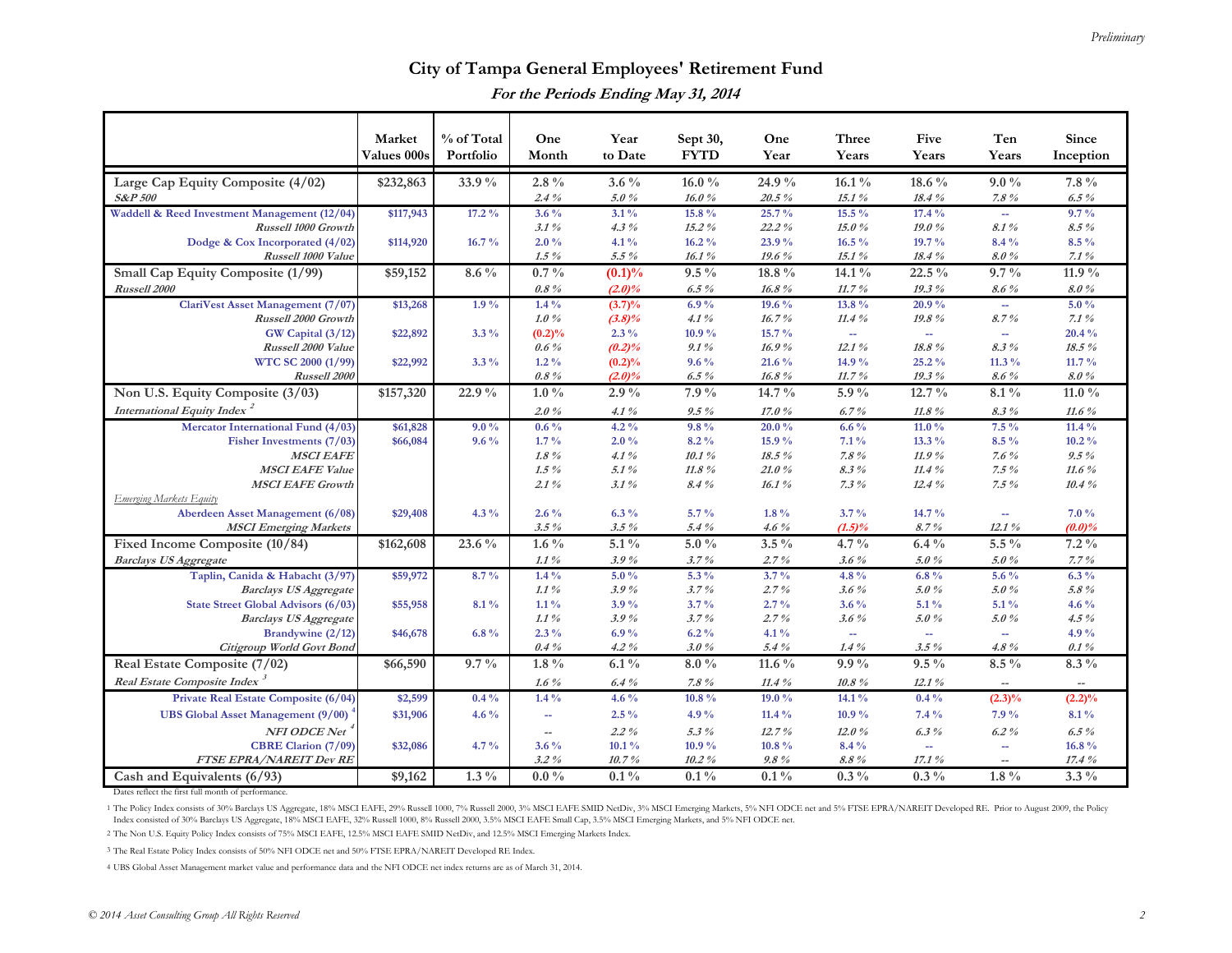*Preliminary*

# City of Tampa General Employees' Retirement Fund

***For the Periods Ending May 31, 2014***

| | Market Values 000s | % of Total Portfolio | One Month | Year to Date | Sept 30, FYTD | One Year | Three Years | Five Years | Ten Years | Since Inception |
|---|---|---|---|---|---|---|---|---|---|---|
| Large Cap Equity Composite (4/02) | $232,863 | 33.9 % | 2.8 % | 3.6 % | 16.0 % | 24.9 % | 16.1 % | 18.6 % | 9.0 % | 7.8 % |
| *S&P 500* | | | *2.4 %* | *5.0 %* | *16.0 %* | *20.5 %* | *15.1 %* | *18.4 %* | *7.8 %* | *6.5 %* |
| Waddell & Reed Investment Management (12/04) | $117,943 | 17.2 % | 3.6 % | 3.1 % | 15.8 % | 25.7 % | 15.5 % | 17.4 % | -- | 9.7 % |
| *Russell 1000 Growth* | | | *3.1 %* | *4.3 %* | *15.2 %* | *22.2 %* | *15.0 %* | *19.0 %* | *8.1 %* | *8.5 %* |
| Dodge & Cox Incorporated (4/02) | $114,920 | 16.7 % | 2.0 % | 4.1 % | 16.2 % | 23.9 % | 16.5 % | 19.7 % | 8.4 % | 8.5 % |
| *Russell 1000 Value* | | | *1.5 %* | *5.5 %* | *16.1 %* | *19.6 %* | *15.1 %* | *18.4 %* | *8.0 %* | *7.1 %* |
| Small Cap Equity Composite (1/99) | $59,152 | 8.6 % | 0.7 % | (0.1)% | 9.5 % | 18.8 % | 14.1 % | 22.5 % | 9.7 % | 11.9 % |
| *Russell 2000* | | | *0.8 %* | *(2.0)%* | *6.5 %* | *16.8 %* | *11.7 %* | *19.3 %* | *8.6 %* | *8.0 %* |
| ClariVest Asset Management (7/07) | $13,268 | 1.9 % | 1.4 % | (3.7)% | 6.9 % | 19.6 % | 13.8 % | 20.9 % | -- | 5.0 % |
| *Russell 2000 Growth* | | | *1.0 %* | *(3.8)%* | *4.1 %* | *16.7 %* | *11.4 %* | *19.8 %* | *8.7 %* | *7.1 %* |
| GW Capital (3/12) | $22,892 | 3.3 % | (0.2)% | 2.3 % | 10.9 % | 15.7 % | -- | -- | -- | 20.4 % |
| *Russell 2000 Value* | | | *0.6 %* | *(0.2)%* | *9.1 %* | *16.9 %* | *12.1 %* | *18.8 %* | *8.3 %* | *18.5 %* |
| WTC SC 2000 (1/99) | $22,992 | 3.3 % | 1.2 % | (0.2)% | 9.6 % | 21.6 % | 14.9 % | 25.2 % | 11.3 % | 11.7 % |
| *Russell 2000* | | | *0.8 %* | *(2.0)%* | *6.5 %* | *16.8 %* | *11.7 %* | *19.3 %* | *8.6 %* | *8.0 %* |
| Non U.S. Equity Composite (3/03) | $157,320 | 22.9 % | 1.0 % | 2.9 % | 7.9 % | 14.7 % | 5.9 % | 12.7 % | 8.1 % | 11.0 % |
| *International Equity Index* [2] | | | *2.0 %* | *4.1 %* | *9.5 %* | *17.0 %* | *6.7 %* | *11.8 %* | *8.3 %* | *11.6 %* |
| Mercator International Fund (4/03) | $61,828 | 9.0 % | 0.6 % | 4.2 % | 9.8 % | 20.0 % | 6.6 % | 11.0 % | 7.5 % | 11.4 % |
| Fisher Investments (7/03) | $66,084 | 9.6 % | 1.7 % | 2.0 % | 8.2 % | 15.9 % | 7.1 % | 13.3 % | 8.5 % | 10.2 % |
| *MSCI EAFE* | | | *1.8 %* | *4.1 %* | *10.1 %* | *18.5 %* | *7.8 %* | *11.9 %* | *7.6 %* | *9.5 %* |
| *MSCI EAFE Value* | | | *1.5 %* | *5.1 %* | *11.8 %* | *21.0 %* | *8.3 %* | *11.4 %* | *7.5 %* | *11.6 %* |
| *MSCI EAFE Growth* | | | *2.1 %* | *3.1 %* | *8.4 %* | *16.1 %* | *7.3 %* | *12.4 %* | *7.5 %* | *10.4 %* |
| *Emerging Markets Equity* | | | | | | | | | | |
| Aberdeen Asset Management (6/08) | $29,408 | 4.3 % | 2.6 % | 6.3 % | 5.7 % | 1.8 % | 3.7 % | 14.7 % | -- | 7.0 % |
| *MSCI Emerging Markets* | | | *3.5 %* | *3.5 %* | *5.4 %* | *4.6 %* | *(1.5)%* | *8.7 %* | *12.1 %* | *(0.0)%* |
| Fixed Income Composite (10/84) | $162,608 | 23.6 % | 1.6 % | 5.1 % | 5.0 % | 3.5 % | 4.7 % | 6.4 % | 5.5 % | 7.2 % |
| *Barclays US Aggregate* | | | *1.1 %* | *3.9 %* | *3.7 %* | *2.7 %* | *3.6 %* | *5.0 %* | *5.0 %* | *7.7 %* |
| Taplin, Canida & Habacht (3/97) | $59,972 | 8.7 % | 1.4 % | 5.0 % | 5.3 % | 3.7 % | 4.8 % | 6.8 % | 5.6 % | 6.3 % |
| *Barclays US Aggregate* | | | *1.1 %* | *3.9 %* | *3.7 %* | *2.7 %* | *3.6 %* | *5.0 %* | *5.0 %* | *5.8 %* |
| State Street Global Advisors (6/03) | $55,958 | 8.1 % | 1.1 % | 3.9 % | 3.7 % | 2.7 % | 3.6 % | 5.1 % | 5.1 % | 4.6 % |
| *Barclays US Aggregate* | | | *1.1 %* | *3.9 %* | *3.7 %* | *2.7 %* | *3.6 %* | *5.0 %* | *5.0 %* | *4.5 %* |
| Brandywine (2/12) | $46,678 | 6.8 % | 2.3 % | 6.9 % | 6.2 % | 4.1 % | -- | -- | -- | 4.9 % |
| *Citigroup World Govt Bond* | | | *0.4 %* | *4.2 %* | *3.0 %* | *5.4 %* | *1.4 %* | *3.5 %* | *4.8 %* | *0.1 %* |
| Real Estate Composite (7/02) | $66,590 | 9.7 % | 1.8 % | 6.1 % | 8.0 % | 11.6 % | 9.9 % | 9.5 % | 8.5 % | 8.3 % |
| *Real Estate Composite Index* [3] | | | *1.6 %* | *6.4 %* | *7.8 %* | *11.4 %* | *10.8 %* | *12.1 %* | -- | -- |
| Private Real Estate Composite (6/04) | $2,599 | 0.4 % | 1.4 % | 4.6 % | 10.8 % | 19.0 % | 14.1 % | 0.4 % | (2.3)% | (2.2)% |
| UBS Global Asset Management (9/00) [4] | $31,906 | 4.6 % | -- | 2.5 % | 4.9 % | 11.4 % | 10.9 % | 7.4 % | 7.9 % | 8.1 % |
| *NFI ODCE Net* [4] | | | -- | *2.2 %* | *5.3 %* | *12.7 %* | *12.0 %* | *6.3 %* | *6.2 %* | *6.5 %* |
| CBRE Clarion (7/09) | $32,086 | 4.7 % | 3.6 % | 10.1 % | 10.9 % | 10.8 % | 8.4 % | -- | -- | 16.8 % |
| *FTSE EPRA/NAREIT Dev RE* | | | *3.2 %* | *10.7 %* | *10.2 %* | *9.8 %* | *8.8 %* | *17.1 %* | -- | *17.4 %* |
| Cash and Equivalents (6/93) | $9,162 | 1.3 % | 0.0 % | 0.1 % | 0.1 % | 0.1 % | 0.3 % | 0.3 % | 1.8 % | 3.3 % |

Dates reflect the first full month of performance.

1 The Policy Index consists of 30% Barclays US Aggregate, 18% MSCI EAFE, 29% Russell 1000, 7% Russell 2000, 3% MSCI EAFE SMID NetDiv, 3% MSCI Emerging Markets, 5% NFI ODCE net and 5% FTSE EPRA/NAREIT Developed RE. Prior to August 2009, the Policy Index consisted of 30% Barclays US Aggregate, 18% MSCI EAFE, 32% Russell 1000, 8% Russell 2000, 3.5% MSCI EAFE Small Cap, 3.5% MSCI Emerging Markets, and 5% NFI ODCE net.

2 The Non U.S. Equity Policy Index consists of 75% MSCI EAFE, 12.5% MSCI EAFE SMID NetDiv, and 12.5% MSCI Emerging Markets Index.

3 The Real Estate Policy Index consists of 50% NFI ODCE net and 50% FTSE EPRA/NAREIT Developed RE Index.

4 UBS Global Asset Management market value and performance data and the NFI ODCE net index returns are as of March 31, 2014.

© 2014 Asset Consulting Group All Rights Reserved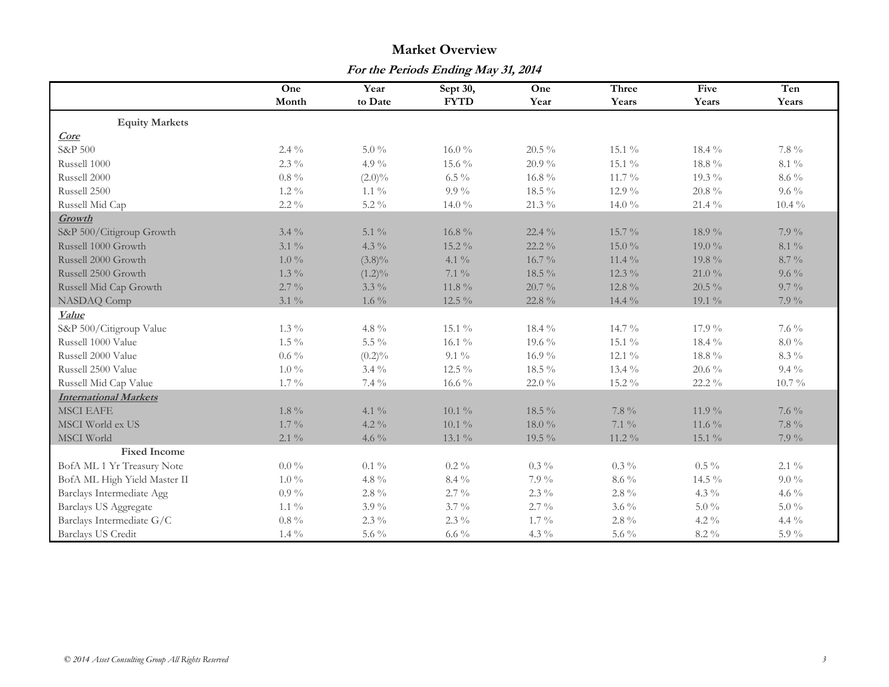# Market Overview

***For the Periods Ending May 31, 2014***

| | One Month | Year to Date | Sept 30, FYTD | One Year | Three Years | Five Years | Ten Years |
|---|---|---|---|---|---|---|---|
| **Equity Markets** | | | | | | | |
| ***Core*** | | | | | | | |
| S&P 500 | 2.4 % | 5.0 % | 16.0 % | 20.5 % | 15.1 % | 18.4 % | 7.8 % |
| Russell 1000 | 2.3 % | 4.9 % | 15.6 % | 20.9 % | 15.1 % | 18.8 % | 8.1 % |
| Russell 2000 | 0.8 % | (2.0)% | 6.5 % | 16.8 % | 11.7 % | 19.3 % | 8.6 % |
| Russell 2500 | 1.2 % | 1.1 % | 9.9 % | 18.5 % | 12.9 % | 20.8 % | 9.6 % |
| Russell Mid Cap | 2.2 % | 5.2 % | 14.0 % | 21.3 % | 14.0 % | 21.4 % | 10.4 % |
| ***Growth*** | | | | | | | |
| S&P 500/Citigroup Growth | 3.4 % | 5.1 % | 16.8 % | 22.4 % | 15.7 % | 18.9 % | 7.9 % |
| Russell 1000 Growth | 3.1 % | 4.3 % | 15.2 % | 22.2 % | 15.0 % | 19.0 % | 8.1 % |
| Russell 2000 Growth | 1.0 % | (3.8)% | 4.1 % | 16.7 % | 11.4 % | 19.8 % | 8.7 % |
| Russell 2500 Growth | 1.3 % | (1.2)% | 7.1 % | 18.5 % | 12.3 % | 21.0 % | 9.6 % |
| Russell Mid Cap Growth | 2.7 % | 3.3 % | 11.8 % | 20.7 % | 12.8 % | 20.5 % | 9.7 % |
| NASDAQ Comp | 3.1 % | 1.6 % | 12.5 % | 22.8 % | 14.4 % | 19.1 % | 7.9 % |
| ***Value*** | | | | | | | |
| S&P 500/Citigroup Value | 1.3 % | 4.8 % | 15.1 % | 18.4 % | 14.7 % | 17.9 % | 7.6 % |
| Russell 1000 Value | 1.5 % | 5.5 % | 16.1 % | 19.6 % | 15.1 % | 18.4 % | 8.0 % |
| Russell 2000 Value | 0.6 % | (0.2)% | 9.1 % | 16.9 % | 12.1 % | 18.8 % | 8.3 % |
| Russell 2500 Value | 1.0 % | 3.4 % | 12.5 % | 18.5 % | 13.4 % | 20.6 % | 9.4 % |
| Russell Mid Cap Value | 1.7 % | 7.4 % | 16.6 % | 22.0 % | 15.2 % | 22.2 % | 10.7 % |
| ***International Markets*** | | | | | | | |
| MSCI EAFE | 1.8 % | 4.1 % | 10.1 % | 18.5 % | 7.8 % | 11.9 % | 7.6 % |
| MSCI World ex US | 1.7 % | 4.2 % | 10.1 % | 18.0 % | 7.1 % | 11.6 % | 7.8 % |
| MSCI World | 2.1 % | 4.6 % | 13.1 % | 19.5 % | 11.2 % | 15.1 % | 7.9 % |
| **Fixed Income** | | | | | | | |
| BofA ML 1 Yr Treasury Note | 0.0 % | 0.1 % | 0.2 % | 0.3 % | 0.3 % | 0.5 % | 2.1 % |
| BofA ML High Yield Master II | 1.0 % | 4.8 % | 8.4 % | 7.9 % | 8.6 % | 14.5 % | 9.0 % |
| Barclays Intermediate Agg | 0.9 % | 2.8 % | 2.7 % | 2.3 % | 2.8 % | 4.3 % | 4.6 % |
| Barclays US Aggregate | 1.1 % | 3.9 % | 3.7 % | 2.7 % | 3.6 % | 5.0 % | 5.0 % |
| Barclays Intermediate G/C | 0.8 % | 2.3 % | 2.3 % | 1.7 % | 2.8 % | 4.2 % | 4.4 % |
| Barclays US Credit | 1.4 % | 5.6 % | 6.6 % | 4.3 % | 5.6 % | 8.2 % | 5.9 % |

*© 2014 Asset Consulting Group All Rights Reserved*